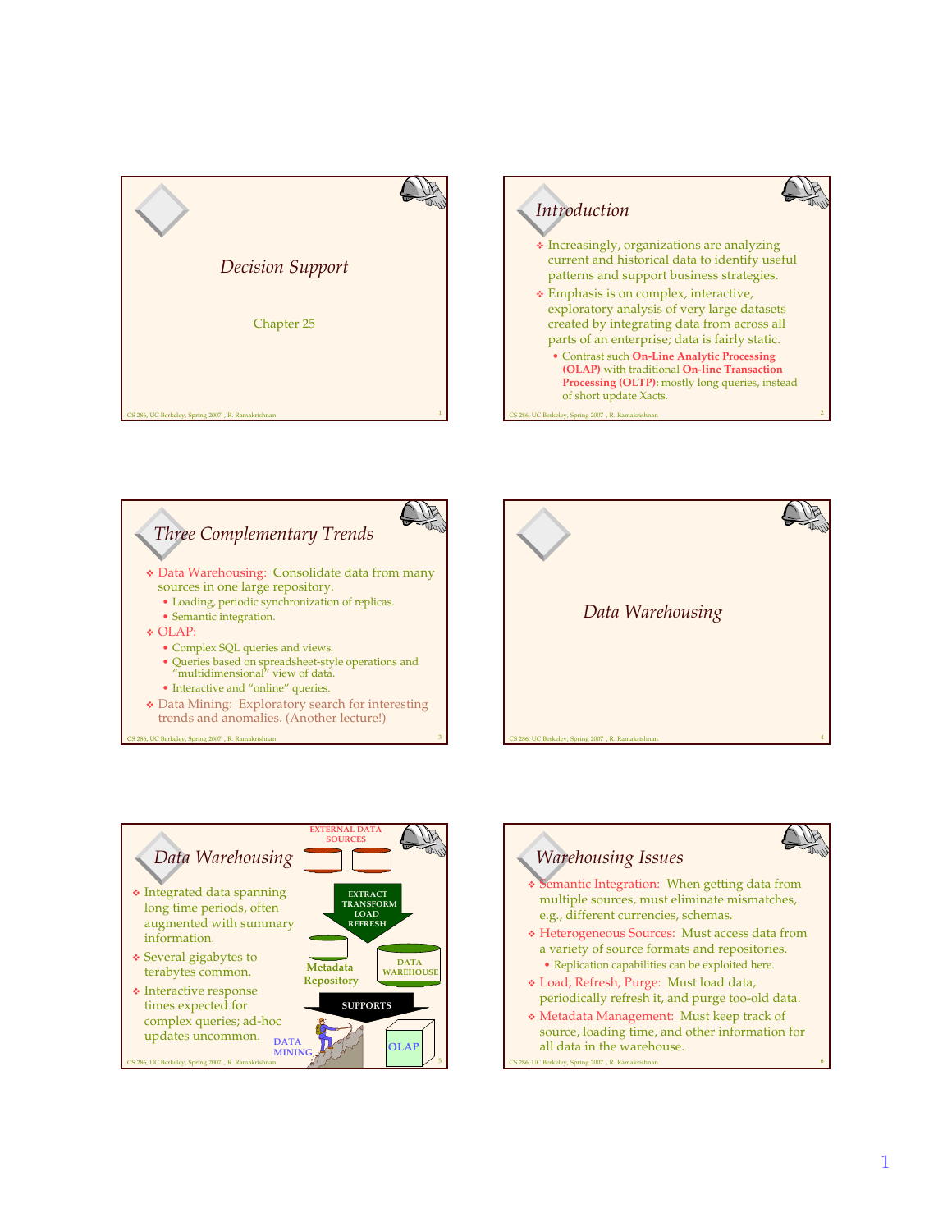# Decision Support

Chapter 25

## Introduction

- Increasingly, organizations are analyzing current and historical data to identify useful patterns and support business strategies.
- Emphasis is on complex, interactive, exploratory analysis of very large datasets created by integrating data from across all parts of an enterprise; data is fairly static.
  - Contrast such **On-Line Analytic Processing (OLAP)** with traditional **On-line Transaction Processing (OLTP):** mostly long queries, instead of short update Xacts.

## Three Complementary Trends

- Data Warehousing: Consolidate data from many sources in one large repository.
  - Loading, periodic synchronization of replicas.
  - Semantic integration.
- OLAP:
  - Complex SQL queries and views.
  - Queries based on spreadsheet-style operations and "multidimensional" view of data.
  - Interactive and "online" queries.
- Data Mining: Exploratory search for interesting trends and anomalies. (Another lecture!)

# Data Warehousing

## Data Warehousing

- Integrated data spanning long time periods, often augmented with summary information.
- Several gigabytes to terabytes common.
- Interactive response times expected for complex queries; ad-hoc updates uncommon.

EXTERNAL DATA SOURCES

EXTRACT TRANSFORM LOAD REFRESH

Metadata Repository

DATA WAREHOUSE

SUPPORTS

DATA MINING

OLAP

## Warehousing Issues

- Semantic Integration: When getting data from multiple sources, must eliminate mismatches, e.g., different currencies, schemas.
- Heterogeneous Sources: Must access data from a variety of source formats and repositories.
  - Replication capabilities can be exploited here.
- Load, Refresh, Purge: Must load data, periodically refresh it, and purge too-old data.
- Metadata Management: Must keep track of source, loading time, and other information for all data in the warehouse.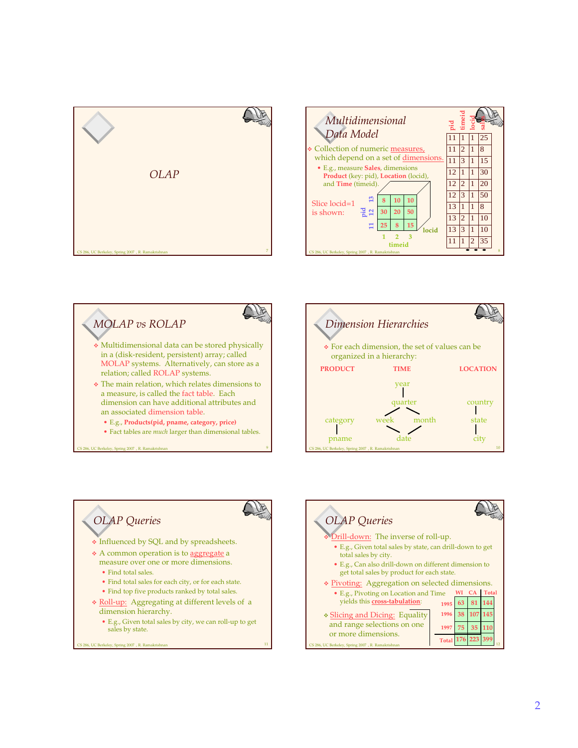# OLAP

## Multidimensional Data Model

- Collection of numeric measures, which depend on a set of dimensions.
  - E.g., measure **Sales**, dimensions **Product** (key: pid), **Location** (locid), and **Time** (timeid).

Slice locid=1 is shown:

| pid \ timeid | 1 | 2 | 3 |
|---|---|---|---|
| 13 | 8 | 10 | 10 |
| 12 | 30 | 20 | 50 |
| 11 | 25 | 8 | 15 |

| pid | timeid | locid | sales |
|---|---|---|---|
| 11 | 1 | 1 | 25 |
| 11 | 2 | 1 | 8 |
| 11 | 3 | 1 | 15 |
| 12 | 1 | 1 | 30 |
| 12 | 2 | 1 | 20 |
| 12 | 3 | 1 | 50 |
| 13 | 1 | 1 | 8 |
| 13 | 2 | 1 | 10 |
| 13 | 3 | 1 | 10 |
| 11 | 1 | 2 | 35 |
| ... | | | |

## MOLAP vs ROLAP

- Multidimensional data can be stored physically in a (disk-resident, persistent) array; called MOLAP systems. Alternatively, can store as a relation; called ROLAP systems.
- The main relation, which relates dimensions to a measure, is called the fact table. Each dimension can have additional attributes and an associated dimension table.
  - E.g., **Products(pid, pname, category, price)**
  - Fact tables are *much* larger than dimensional tables.

## Dimension Hierarchies

- For each dimension, the set of values can be organized in a hierarchy:

**PRODUCT**: pname → category

**TIME**: date → week, month; month → quarter; quarter → year; week → quarter

**LOCATION**: city → state → country

## OLAP Queries

- Influenced by SQL and by spreadsheets.
- A common operation is to aggregate a measure over one or more dimensions.
  - Find total sales.
  - Find total sales for each city, or for each state.
  - Find top five products ranked by total sales.
- Roll-up: Aggregating at different levels of a dimension hierarchy.
  - E.g., Given total sales by city, we can roll-up to get sales by state.

## OLAP Queries

- Drill-down: The inverse of roll-up.
  - E.g., Given total sales by state, can drill-down to get total sales by city.
  - E.g., Can also drill-down on different dimension to get total sales by product for each state.
- Pivoting: Aggregation on selected dimensions.
  - E.g., Pivoting on Location and Time yields this **cross-tabulation**:

| | WI | CA | Total |
|---|---|---|---|
| 1995 | 63 | 81 | 144 |
| 1996 | 38 | 107 | 145 |
| 1997 | 75 | 35 | 110 |
| Total | 176 | 223 | 399 |

- Slicing and Dicing: Equality and range selections on one or more dimensions.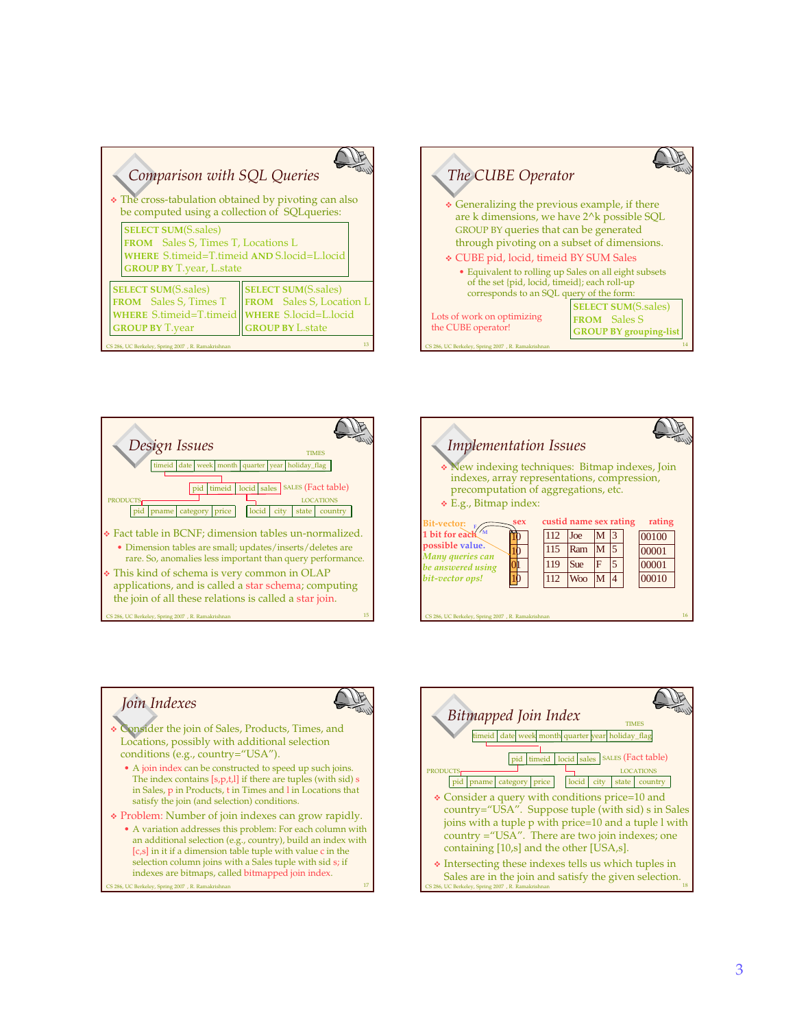## Comparison with SQL Queries

- The cross-tabulation obtained by pivoting can also be computed using a collection of SQLqueries:

```
SELECT SUM(S.sales)
FROM   Sales S, Times T, Locations L
WHERE  S.timeid=T.timeid AND S.locid=L.locid
GROUP BY T.year, L.state
```

```
SELECT SUM(S.sales)
FROM   Sales S, Times T
WHERE  S.timeid=T.timeid
GROUP BY T.year
```

```
SELECT SUM(S.sales)
FROM   Sales S, Location L
WHERE  S.locid=L.locid
GROUP BY L.state
```

## The CUBE Operator

- Generalizing the previous example, if there are k dimensions, we have 2^k possible SQL GROUP BY queries that can be generated through pivoting on a subset of dimensions.
- CUBE pid, locid, timeid BY SUM Sales
  - Equivalent to rolling up Sales on all eight subsets of the set {pid, locid, timeid}; each roll-up corresponds to an SQL query of the form:

```
SELECT SUM(S.sales)
FROM   Sales S
GROUP BY grouping-list
```

Lots of work on optimizing the CUBE operator!

## Design Issues

TIMES: timeid | date | week | month | quarter | year | holiday_flag

SALES (Fact table): pid | timeid | locid | sales

PRODUCTS: pid | pname | category | price

LOCATIONS: locid | city | state | country

- Fact table in BCNF; dimension tables un-normalized.
  - Dimension tables are small; updates/inserts/deletes are rare. So, anomalies less important than query performance.
- This kind of schema is very common in OLAP applications, and is called a star schema; computing the join of all these relations is called a star join.

## Implementation Issues

- New indexing techniques: Bitmap indexes, Join indexes, array representations, compression, precomputation of aggregations, etc.
- E.g., Bitmap index:

Bit-vector: 1 bit for each possible value. *Many queries can be answered using bit-vector ops!*

| sex | custid | name | sex | rating | rating |
|---|---|---|---|---|---|
| 10 | 112 | Joe | M | 3 | 00100 |
| 10 | 115 | Ram | M | 5 | 00001 |
| 01 | 119 | Sue | F | 5 | 00001 |
| 10 | 112 | Woo | M | 4 | 00010 |

## Join Indexes

- Consider the join of Sales, Products, Times, and Locations, possibly with additional selection conditions (e.g., country="USA").
  - A join index can be constructed to speed up such joins. The index contains [s,p,t,l] if there are tuples (with sid) s in Sales, p in Products, t in Times and l in Locations that satisfy the join (and selection) conditions.
- Problem: Number of join indexes can grow rapidly.
  - A variation addresses this problem: For each column with an additional selection (e.g., country), build an index with [c,s] in it if a dimension table tuple with value c in the selection column joins with a Sales tuple with sid s; if indexes are bitmaps, called bitmapped join index.

## Bitmapped Join Index

TIMES: timeid | date | week | month | quarter | year | holiday_flag

SALES (Fact table): pid | timeid | locid | sales

PRODUCTS: pid | pname | category | price

LOCATIONS: locid | city | state | country

- Consider a query with conditions price=10 and country="USA". Suppose tuple (with sid) s in Sales joins with a tuple p with price=10 and a tuple l with country ="USA". There are two join indexes; one containing [10,s] and the other [USA,s].
- Intersecting these indexes tells us which tuples in Sales are in the join and satisfy the given selection.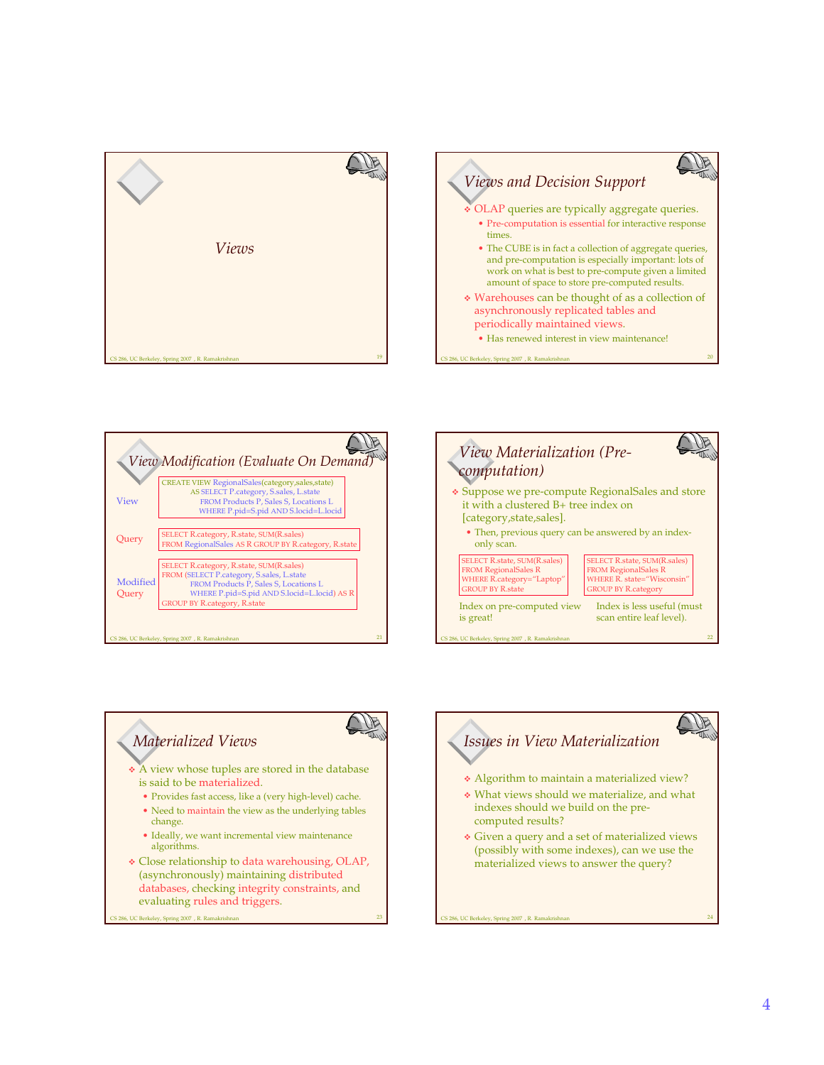# Views

## Views and Decision Support

- OLAP queries are typically aggregate queries.
  - Pre-computation is essential for interactive response times.
  - The CUBE is in fact a collection of aggregate queries, and pre-computation is especially important: lots of work on what is best to pre-compute given a limited amount of space to store pre-computed results.
- Warehouses can be thought of as a collection of asynchronously replicated tables and periodically maintained views.
  - Has renewed interest in view maintenance!

## View Modification (Evaluate On Demand)

View

```
CREATE VIEW RegionalSales(category,sales,state)
    AS SELECT P.category, S.sales, L.state
        FROM Products P, Sales S, Locations L
        WHERE P.pid=S.pid AND S.locid=L.locid
```

Query

```
SELECT R.category, R.state, SUM(R.sales)
FROM RegionalSales AS R GROUP BY R.category, R.state
```

Modified Query

```
SELECT R.category, R.state, SUM(R.sales)
FROM (SELECT P.category, S.sales, L.state
        FROM Products P, Sales S, Locations L
        WHERE P.pid=S.pid AND S.locid=L.locid) AS R
GROUP BY R.category, R.state
```

## View Materialization (Pre-computation)

- Suppose we pre-compute RegionalSales and store it with a clustered B+ tree index on [category,state,sales].
  - Then, previous query can be answered by an index-only scan.

```
SELECT R.state, SUM(R.sales)
FROM RegionalSales R
WHERE R.category="Laptop"
GROUP BY R.state
```

Index on pre-computed view is great!

```
SELECT R.state, SUM(R.sales)
FROM RegionalSales R
WHERE R. state="Wisconsin"
GROUP BY R.category
```

Index is less useful (must scan entire leaf level).

## Materialized Views

- A view whose tuples are stored in the database is said to be materialized.
  - Provides fast access, like a (very high-level) cache.
  - Need to maintain the view as the underlying tables change.
  - Ideally, we want incremental view maintenance algorithms.
- Close relationship to data warehousing, OLAP, (asynchronously) maintaining distributed databases, checking integrity constraints, and evaluating rules and triggers.

## Issues in View Materialization

- Algorithm to maintain a materialized view?
- What views should we materialize, and what indexes should we build on the pre-computed results?
- Given a query and a set of materialized views (possibly with some indexes), can we use the materialized views to answer the query?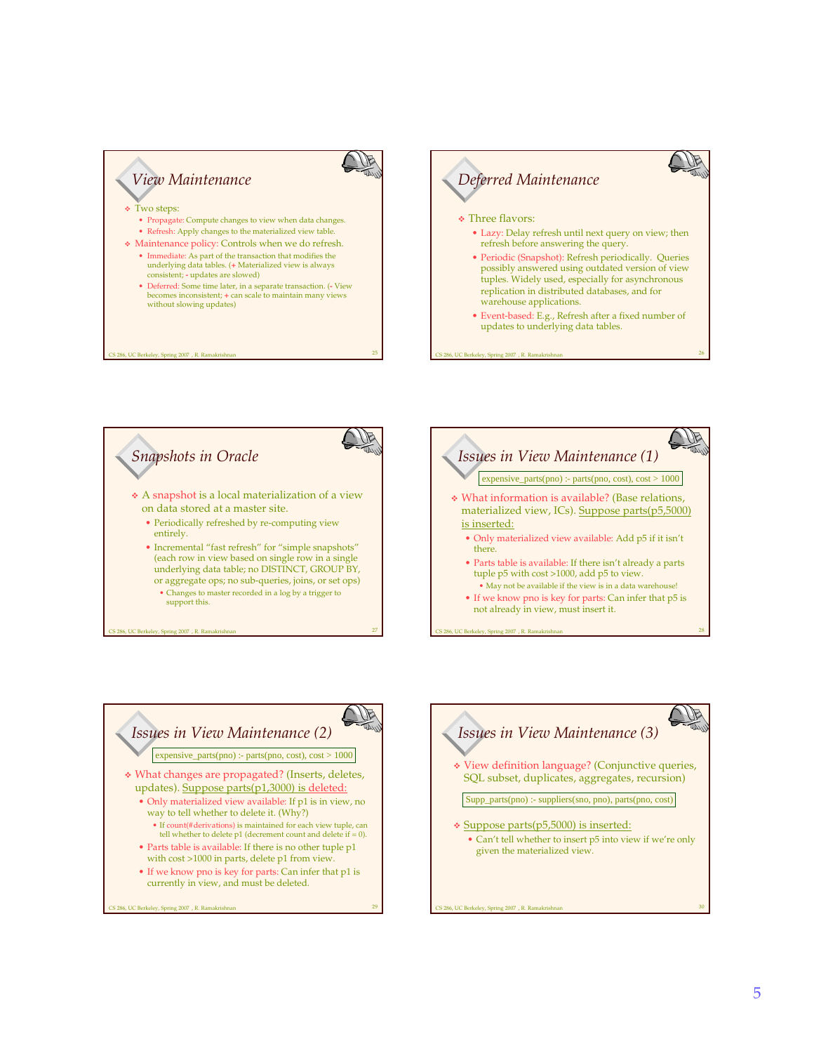## View Maintenance

- Two steps:
  - Propagate: Compute changes to view when data changes.
  - Refresh: Apply changes to the materialized view table.
- Maintenance policy: Controls when we do refresh.
  - Immediate: As part of the transaction that modifies the underlying data tables. (+ Materialized view is always consistent; - updates are slowed)
  - Deferred: Some time later, in a separate transaction. (- View becomes inconsistent; + can scale to maintain many views without slowing updates)

## Deferred Maintenance

- Three flavors:
  - Lazy: Delay refresh until next query on view; then refresh before answering the query.
  - Periodic (Snapshot): Refresh periodically. Queries possibly answered using outdated version of view tuples. Widely used, especially for asynchronous replication in distributed databases, and for warehouse applications.
  - Event-based: E.g., Refresh after a fixed number of updates to underlying data tables.

## Snapshots in Oracle

- A snapshot is a local materialization of a view on data stored at a master site.
  - Periodically refreshed by re-computing view entirely.
  - Incremental "fast refresh" for "simple snapshots" (each row in view based on single row in a single underlying data table; no DISTINCT, GROUP BY, or aggregate ops; no sub-queries, joins, or set ops)
    - Changes to master recorded in a log by a trigger to support this.

## Issues in View Maintenance (1)

```
expensive_parts(pno) :- parts(pno, cost), cost > 1000
```

- What information is available? (Base relations, materialized view, ICs). Suppose parts(p5,5000) is inserted:
  - Only materialized view available: Add p5 if it isn't there.
  - Parts table is available: If there isn't already a parts tuple p5 with cost >1000, add p5 to view.
    - May not be available if the view is in a data warehouse!
  - If we know pno is key for parts: Can infer that p5 is not already in view, must insert it.

## Issues in View Maintenance (2)

```
expensive_parts(pno) :- parts(pno, cost), cost > 1000
```

- What changes are propagated? (Inserts, deletes, updates). Suppose parts(p1,3000) is deleted:
  - Only materialized view available: If p1 is in view, no way to tell whether to delete it. (Why?)
    - If count(#derivations) is maintained for each view tuple, can tell whether to delete p1 (decrement count and delete if = 0).
  - Parts table is available: If there is no other tuple p1 with cost >1000 in parts, delete p1 from view.
  - If we know pno is key for parts: Can infer that p1 is currently in view, and must be deleted.

## Issues in View Maintenance (3)

- View definition language? (Conjunctive queries, SQL subset, duplicates, aggregates, recursion)

```
Supp_parts(pno) :- suppliers(sno, pno), parts(pno, cost)
```

- Suppose parts(p5,5000) is inserted:
  - Can't tell whether to insert p5 into view if we're only given the materialized view.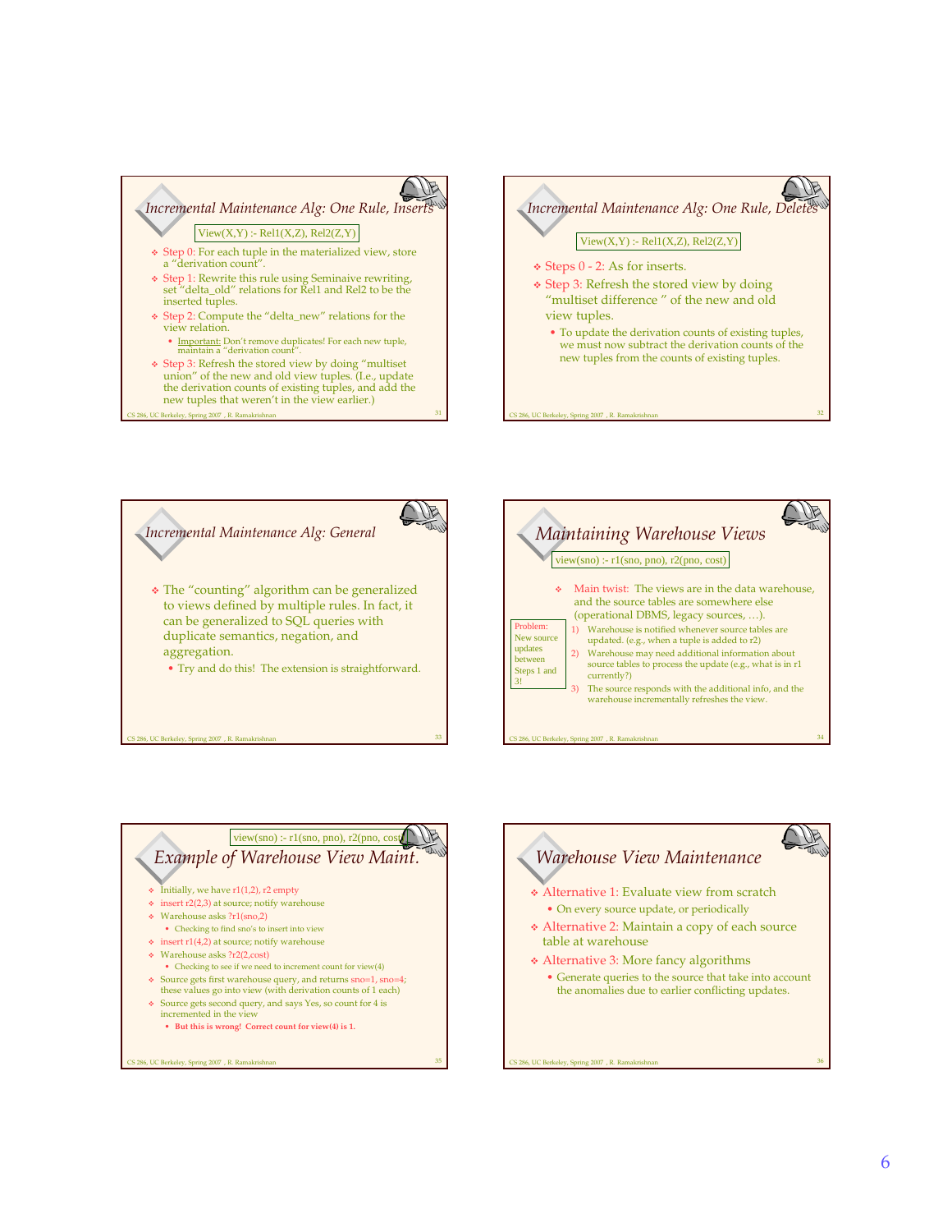## Incremental Maintenance Alg: One Rule, Inserts

View(X,Y) :- Rel1(X,Z), Rel2(Z,Y)

- Step 0: For each tuple in the materialized view, store a "derivation count".
- Step 1: Rewrite this rule using Seminaive rewriting, set "delta_old" relations for Rel1 and Rel2 to be the inserted tuples.
- Step 2: Compute the "delta_new" relations for the view relation.
  - Important: Don't remove duplicates! For each new tuple, maintain a "derivation count".
- Step 3: Refresh the stored view by doing "multiset union" of the new and old view tuples. (I.e., update the derivation counts of existing tuples, and add the new tuples that weren't in the view earlier.)

## Incremental Maintenance Alg: One Rule, Deletes

View(X,Y) :- Rel1(X,Z), Rel2(Z,Y)

- Steps 0 - 2: As for inserts.
- Step 3: Refresh the stored view by doing "multiset difference" of the new and old view tuples.
  - To update the derivation counts of existing tuples, we must now subtract the derivation counts of the new tuples from the counts of existing tuples.

## Incremental Maintenance Alg: General

- The "counting" algorithm can be generalized to views defined by multiple rules. In fact, it can be generalized to SQL queries with duplicate semantics, negation, and aggregation.
  - Try and do this! The extension is straightforward.

## Maintaining Warehouse Views

view(sno) :- r1(sno, pno), r2(pno, cost)

- Main twist: The views are in the data warehouse, and the source tables are somewhere else (operational DBMS, legacy sources, …).

1) Warehouse is notified whenever source tables are updated. (e.g., when a tuple is added to r2)
2) Warehouse may need additional information about source tables to process the update (e.g., what is in r1 currently?)
3) The source responds with the additional info, and the warehouse incrementally refreshes the view.

Problem: New source updates between Steps 1 and 3!

## Example of Warehouse View Maint.

view(sno) :- r1(sno, pno), r2(pno, cost)

- Initially, we have r1(1,2), r2 empty
- insert r2(2,3) at source; notify warehouse
- Warehouse asks ?r1(sno,2)
  - Checking to find sno's to insert into view
- insert r1(4,2) at source; notify warehouse
- Warehouse asks ?r2(2,cost)
  - Checking to see if we need to increment count for view(4)
- Source gets first warehouse query, and returns sno=1, sno=4; these values go into view (with derivation counts of 1 each)
- Source gets second query, and says Yes, so count for 4 is incremented in the view
  - **But this is wrong! Correct count for view(4) is 1.**

## Warehouse View Maintenance

- Alternative 1: Evaluate view from scratch
  - On every source update, or periodically
- Alternative 2: Maintain a copy of each source table at warehouse
- Alternative 3: More fancy algorithms
  - Generate queries to the source that take into account the anomalies due to earlier conflicting updates.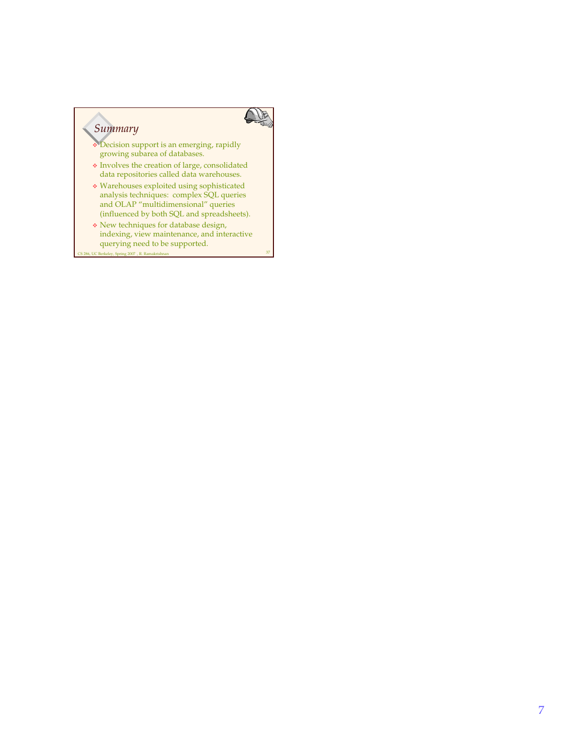## Summary

- Decision support is an emerging, rapidly growing subarea of databases.
- Involves the creation of large, consolidated data repositories called data warehouses.
- Warehouses exploited using sophisticated analysis techniques: complex SQL queries and OLAP "multidimensional" queries (influenced by both SQL and spreadsheets).
- New techniques for database design, indexing, view maintenance, and interactive querying need to be supported.